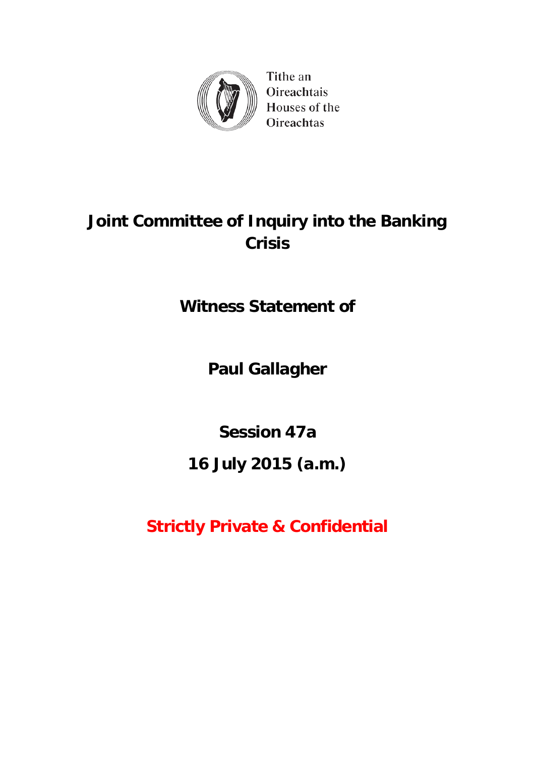Tithe an Oireachtais
Houses of the Oireachtas

# Joint Committee of Inquiry into the Banking Crisis

## Witness Statement of

## Paul Gallagher

## Session 47a

## 16 July 2015 (a.m.)

**Strictly Private & Confidential**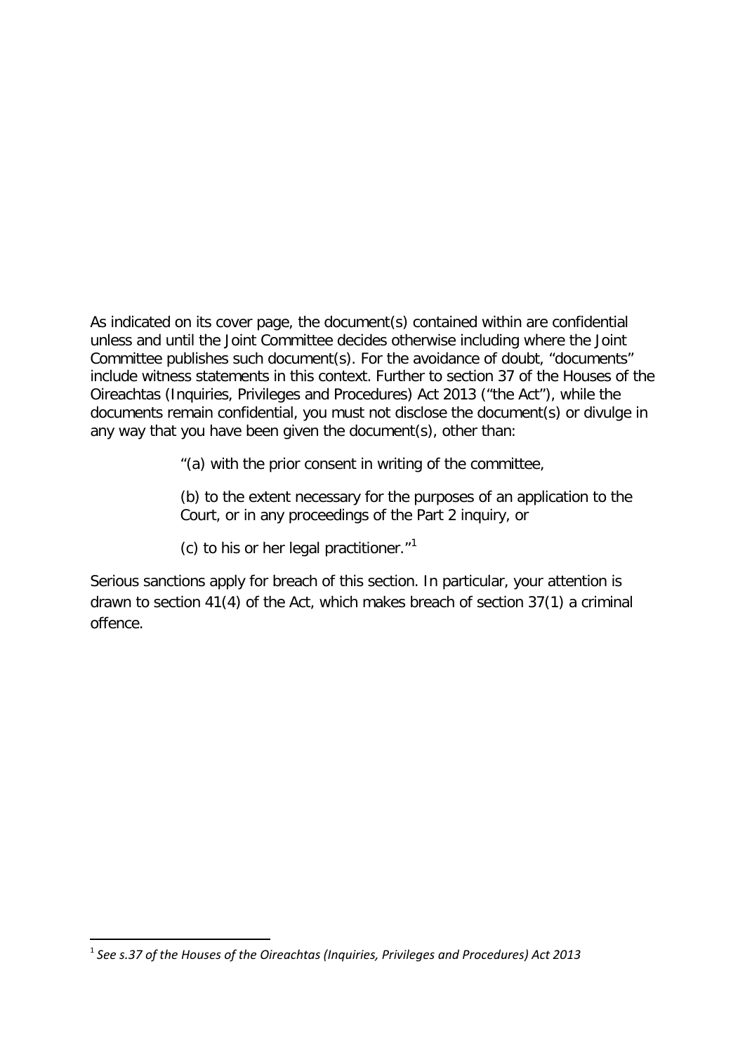As indicated on its cover page, the document(s) contained within are confidential unless and until the Joint Committee decides otherwise including where the Joint Committee publishes such document(s). For the avoidance of doubt, "documents" include witness statements in this context. Further to section 37 of the Houses of the Oireachtas (Inquiries, Privileges and Procedures) Act 2013 ("the Act"), while the documents remain confidential, you must not disclose the document(s) or divulge in any way that you have been given the document(s), other than:

> "(a) with the prior consent in writing of the committee,
>
> (b) to the extent necessary for the purposes of an application to the Court, or in any proceedings of the Part 2 inquiry, or
>
> (c) to his or her legal practitioner."[1]

Serious sanctions apply for breach of this section. In particular, your attention is drawn to section 41(4) of the Act, which makes breach of section 37(1) a criminal offence.

---

[1] *See s.37 of the Houses of the Oireachtas (Inquiries, Privileges and Procedures) Act 2013*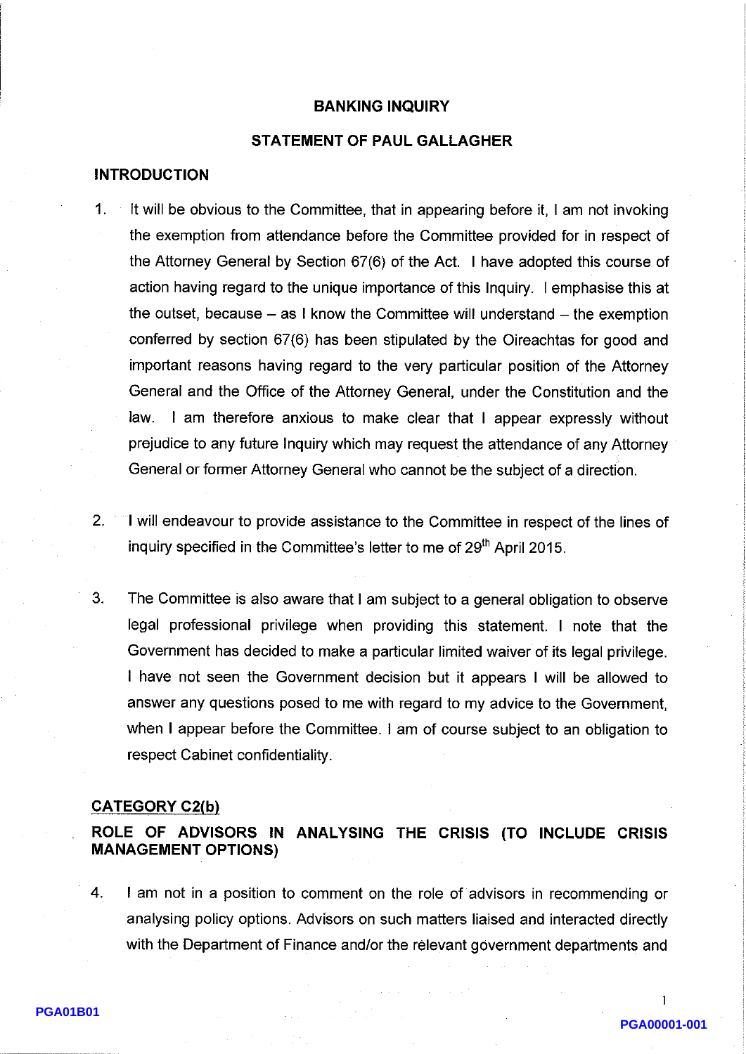**BANKING INQUIRY**

**STATEMENT OF PAUL GALLAGHER**

## INTRODUCTION

1. It will be obvious to the Committee, that in appearing before it, I am not invoking the exemption from attendance before the Committee provided for in respect of the Attorney General by Section 67(6) of the Act. I have adopted this course of action having regard to the unique importance of this Inquiry. I emphasise this at the outset, because – as I know the Committee will understand – the exemption conferred by section 67(6) has been stipulated by the Oireachtas for good and important reasons having regard to the very particular position of the Attorney General and the Office of the Attorney General, under the Constitution and the law. I am therefore anxious to make clear that I appear expressly without prejudice to any future Inquiry which may request the attendance of any Attorney General or former Attorney General who cannot be the subject of a direction.

2. I will endeavour to provide assistance to the Committee in respect of the lines of inquiry specified in the Committee's letter to me of 29th April 2015.

3. The Committee is also aware that I am subject to a general obligation to observe legal professional privilege when providing this statement. I note that the Government has decided to make a particular limited waiver of its legal privilege. I have not seen the Government decision but it appears I will be allowed to answer any questions posed to me with regard to my advice to the Government, when I appear before the Committee. I am of course subject to an obligation to respect Cabinet confidentiality.

## CATEGORY C2(b)

## ROLE OF ADVISORS IN ANALYSING THE CRISIS (TO INCLUDE CRISIS MANAGEMENT OPTIONS)

4. I am not in a position to comment on the role of advisors in recommending or analysing policy options. Advisors on such matters liaised and interacted directly with the Department of Finance and/or the relevant government departments and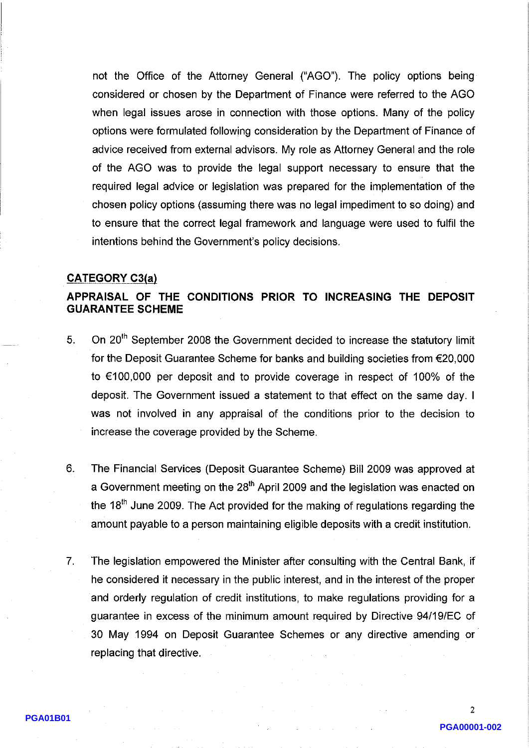not the Office of the Attorney General ("AGO"). The policy options being considered or chosen by the Department of Finance were referred to the AGO when legal issues arose in connection with those options. Many of the policy options were formulated following consideration by the Department of Finance of advice received from external advisors. My role as Attorney General and the role of the AGO was to provide the legal support necessary to ensure that the required legal advice or legislation was prepared for the implementation of the chosen policy options (assuming there was no legal impediment to so doing) and to ensure that the correct legal framework and language were used to fulfil the intentions behind the Government's policy decisions.

## CATEGORY C3(a)

## APPRAISAL OF THE CONDITIONS PRIOR TO INCREASING THE DEPOSIT GUARANTEE SCHEME

5. On 20th September 2008 the Government decided to increase the statutory limit for the Deposit Guarantee Scheme for banks and building societies from €20,000 to €100,000 per deposit and to provide coverage in respect of 100% of the deposit. The Government issued a statement to that effect on the same day. I was not involved in any appraisal of the conditions prior to the decision to increase the coverage provided by the Scheme.

6. The Financial Services (Deposit Guarantee Scheme) Bill 2009 was approved at a Government meeting on the 28th April 2009 and the legislation was enacted on the 18th June 2009. The Act provided for the making of regulations regarding the amount payable to a person maintaining eligible deposits with a credit institution.

7. The legislation empowered the Minister after consulting with the Central Bank, if he considered it necessary in the public interest, and in the interest of the proper and orderly regulation of credit institutions, to make regulations providing for a guarantee in excess of the minimum amount required by Directive 94/19/EC of 30 May 1994 on Deposit Guarantee Schemes or any directive amending or replacing that directive.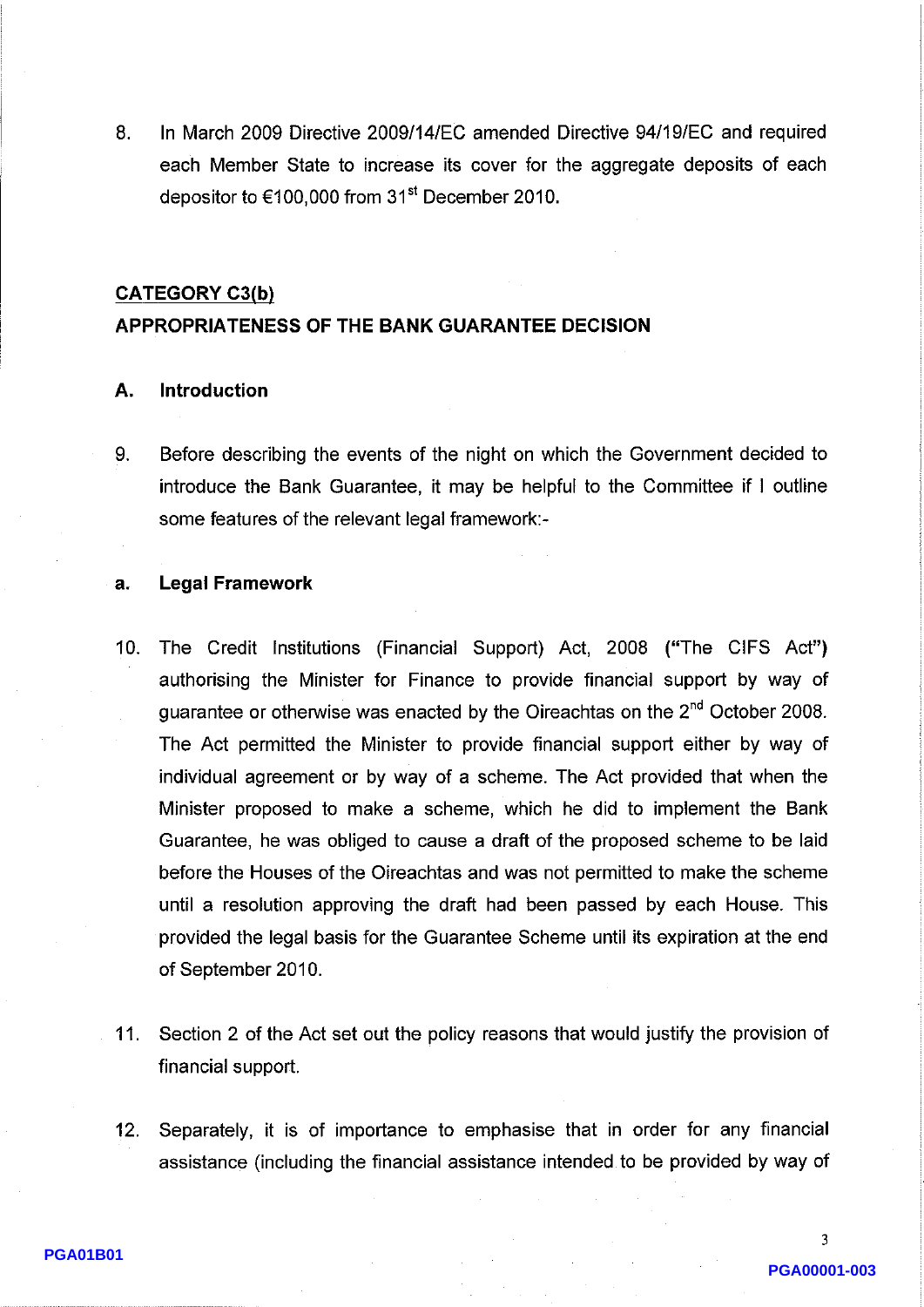8. In March 2009 Directive 2009/14/EC amended Directive 94/19/EC and required each Member State to increase its cover for the aggregate deposits of each depositor to €100,000 from 31st December 2010.

## CATEGORY C3(b)

## APPROPRIATENESS OF THE BANK GUARANTEE DECISION

### A. Introduction

9. Before describing the events of the night on which the Government decided to introduce the Bank Guarantee, it may be helpful to the Committee if I outline some features of the relevant legal framework:-

### a. Legal Framework

10. The Credit Institutions (Financial Support) Act, 2008 **("The CIFS Act")** authorising the Minister for Finance to provide financial support by way of guarantee or otherwise was enacted by the Oireachtas on the 2nd October 2008. The Act permitted the Minister to provide financial support either by way of individual agreement or by way of a scheme. The Act provided that when the Minister proposed to make a scheme, which he did to implement the Bank Guarantee, he was obliged to cause a draft of the proposed scheme to be laid before the Houses of the Oireachtas and was not permitted to make the scheme until a resolution approving the draft had been passed by each House. This provided the legal basis for the Guarantee Scheme until its expiration at the end of September 2010.

11. Section 2 of the Act set out the policy reasons that would justify the provision of financial support.

12. Separately, it is of importance to emphasise that in order for any financial assistance (including the financial assistance intended to be provided by way of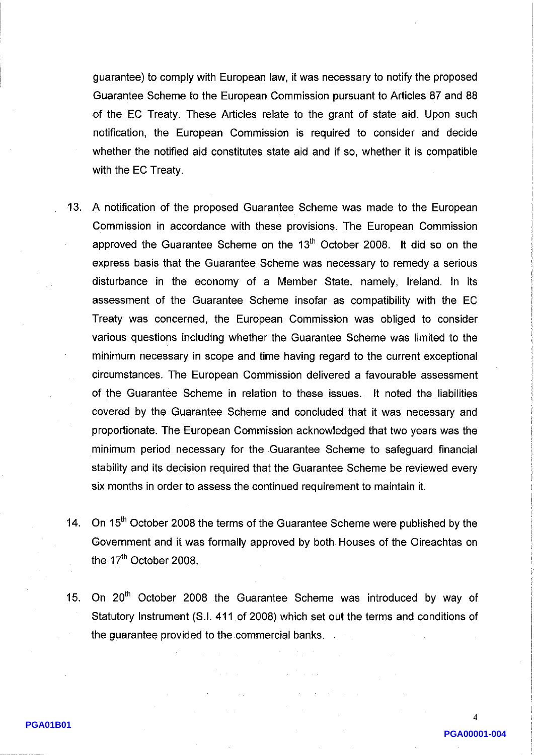guarantee) to comply with European law, it was necessary to notify the proposed Guarantee Scheme to the European Commission pursuant to Articles 87 and 88 of the EC Treaty. These Articles relate to the grant of state aid. Upon such notification, the European Commission is required to consider and decide whether the notified aid constitutes state aid and if so, whether it is compatible with the EC Treaty.

13. A notification of the proposed Guarantee Scheme was made to the European Commission in accordance with these provisions. The European Commission approved the Guarantee Scheme on the 13th October 2008. It did so on the express basis that the Guarantee Scheme was necessary to remedy a serious disturbance in the economy of a Member State, namely, Ireland. In its assessment of the Guarantee Scheme insofar as compatibility with the EC Treaty was concerned, the European Commission was obliged to consider various questions including whether the Guarantee Scheme was limited to the minimum necessary in scope and time having regard to the current exceptional circumstances. The European Commission delivered a favourable assessment of the Guarantee Scheme in relation to these issues. It noted the liabilities covered by the Guarantee Scheme and concluded that it was necessary and proportionate. The European Commission acknowledged that two years was the minimum period necessary for the Guarantee Scheme to safeguard financial stability and its decision required that the Guarantee Scheme be reviewed every six months in order to assess the continued requirement to maintain it.

14. On 15th October 2008 the terms of the Guarantee Scheme were published by the Government and it was formally approved by both Houses of the Oireachtas on the 17th October 2008.

15. On 20th October 2008 the Guarantee Scheme was introduced by way of Statutory Instrument (S.I. 411 of 2008) which set out the terms and conditions of the guarantee provided to the commercial banks.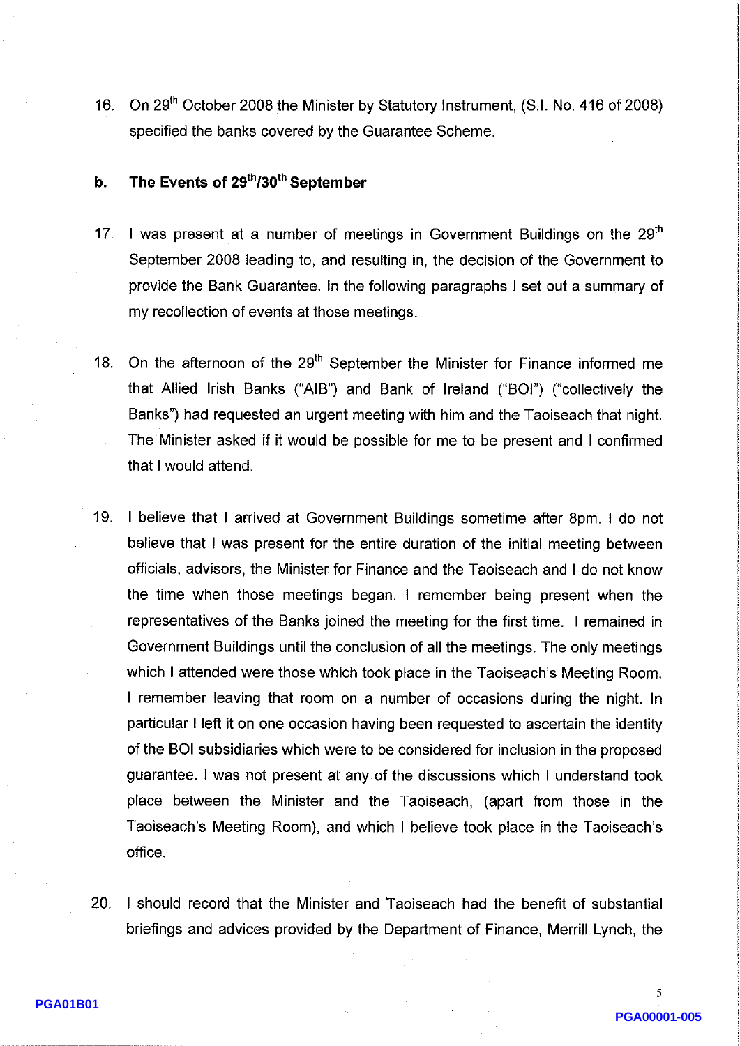16. On 29th October 2008 the Minister by Statutory Instrument, (S.I. No. 416 of 2008) specified the banks covered by the Guarantee Scheme.

## b. The Events of 29th/30th September

17. I was present at a number of meetings in Government Buildings on the 29th September 2008 leading to, and resulting in, the decision of the Government to provide the Bank Guarantee. In the following paragraphs I set out a summary of my recollection of events at those meetings.

18. On the afternoon of the 29th September the Minister for Finance informed me that Allied Irish Banks ("AIB") and Bank of Ireland ("BOI") ("collectively the Banks") had requested an urgent meeting with him and the Taoiseach that night. The Minister asked if it would be possible for me to be present and I confirmed that I would attend.

19. I believe that I arrived at Government Buildings sometime after 8pm. I do not believe that I was present for the entire duration of the initial meeting between officials, advisors, the Minister for Finance and the Taoiseach and I do not know the time when those meetings began. I remember being present when the representatives of the Banks joined the meeting for the first time. I remained in Government Buildings until the conclusion of all the meetings. The only meetings which I attended were those which took place in the Taoiseach's Meeting Room. I remember leaving that room on a number of occasions during the night. In particular I left it on one occasion having been requested to ascertain the identity of the BOI subsidiaries which were to be considered for inclusion in the proposed guarantee. I was not present at any of the discussions which I understand took place between the Minister and the Taoiseach, (apart from those in the Taoiseach's Meeting Room), and which I believe took place in the Taoiseach's office.

20. I should record that the Minister and Taoiseach had the benefit of substantial briefings and advices provided by the Department of Finance, Merrill Lynch, the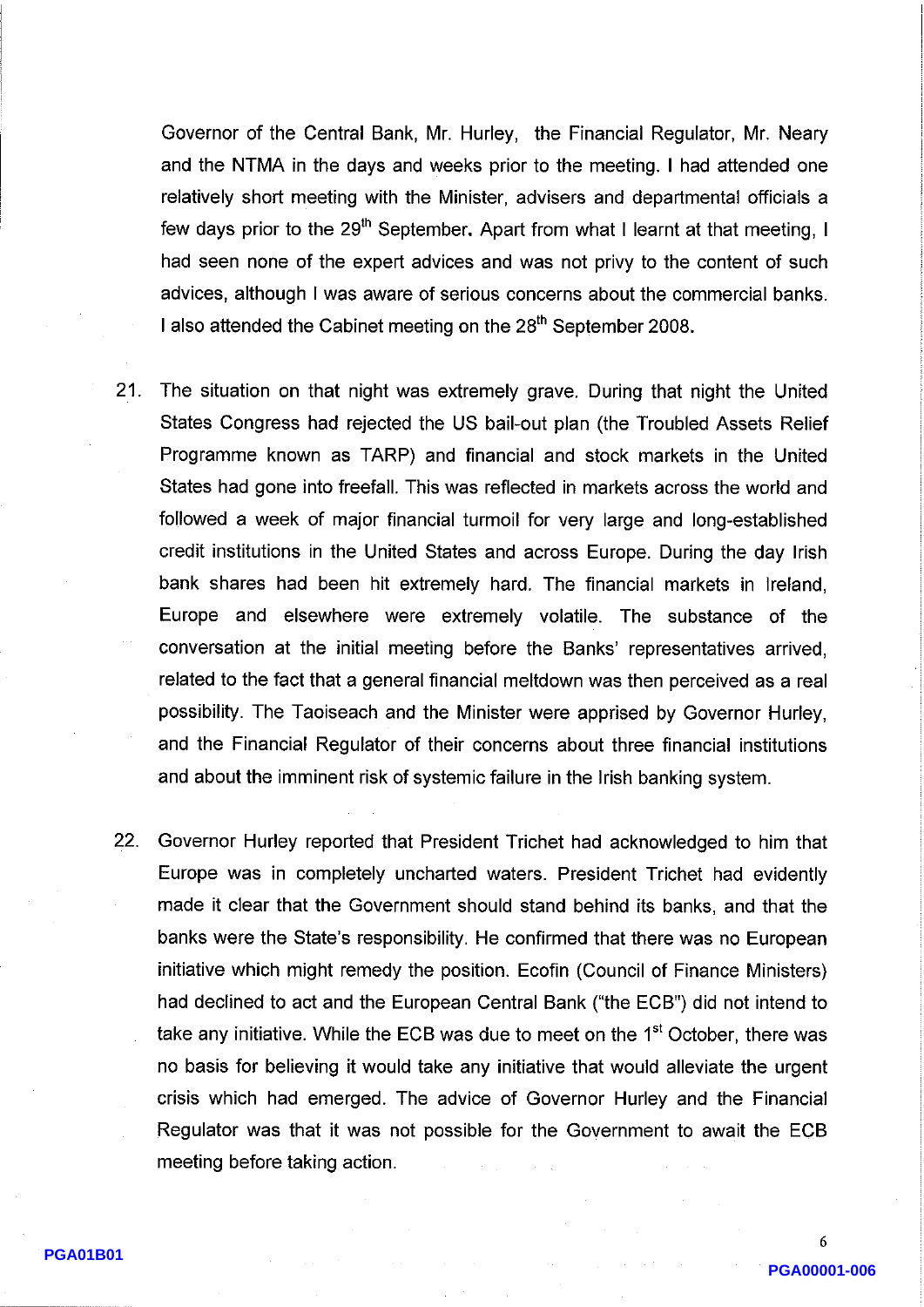Governor of the Central Bank, Mr. Hurley, the Financial Regulator, Mr. Neary and the NTMA in the days and weeks prior to the meeting. I had attended one relatively short meeting with the Minister, advisers and departmental officials a few days prior to the 29th September. Apart from what I learnt at that meeting, I had seen none of the expert advices and was not privy to the content of such advices, although I was aware of serious concerns about the commercial banks. I also attended the Cabinet meeting on the 28th September 2008.

21. The situation on that night was extremely grave. During that night the United States Congress had rejected the US bail-out plan (the Troubled Assets Relief Programme known as TARP) and financial and stock markets in the United States had gone into freefall. This was reflected in markets across the world and followed a week of major financial turmoil for very large and long-established credit institutions in the United States and across Europe. During the day Irish bank shares had been hit extremely hard. The financial markets in Ireland, Europe and elsewhere were extremely volatile. The substance of the conversation at the initial meeting before the Banks' representatives arrived, related to the fact that a general financial meltdown was then perceived as a real possibility. The Taoiseach and the Minister were apprised by Governor Hurley, and the Financial Regulator of their concerns about three financial institutions and about the imminent risk of systemic failure in the Irish banking system.

22. Governor Hurley reported that President Trichet had acknowledged to him that Europe was in completely uncharted waters. President Trichet had evidently made it clear that the Government should stand behind its banks, and that the banks were the State's responsibility. He confirmed that there was no European initiative which might remedy the position. Ecofin (Council of Finance Ministers) had declined to act and the European Central Bank ("the ECB") did not intend to take any initiative. While the ECB was due to meet on the 1st October, there was no basis for believing it would take any initiative that would alleviate the urgent crisis which had emerged. The advice of Governor Hurley and the Financial Regulator was that it was not possible for the Government to await the ECB meeting before taking action.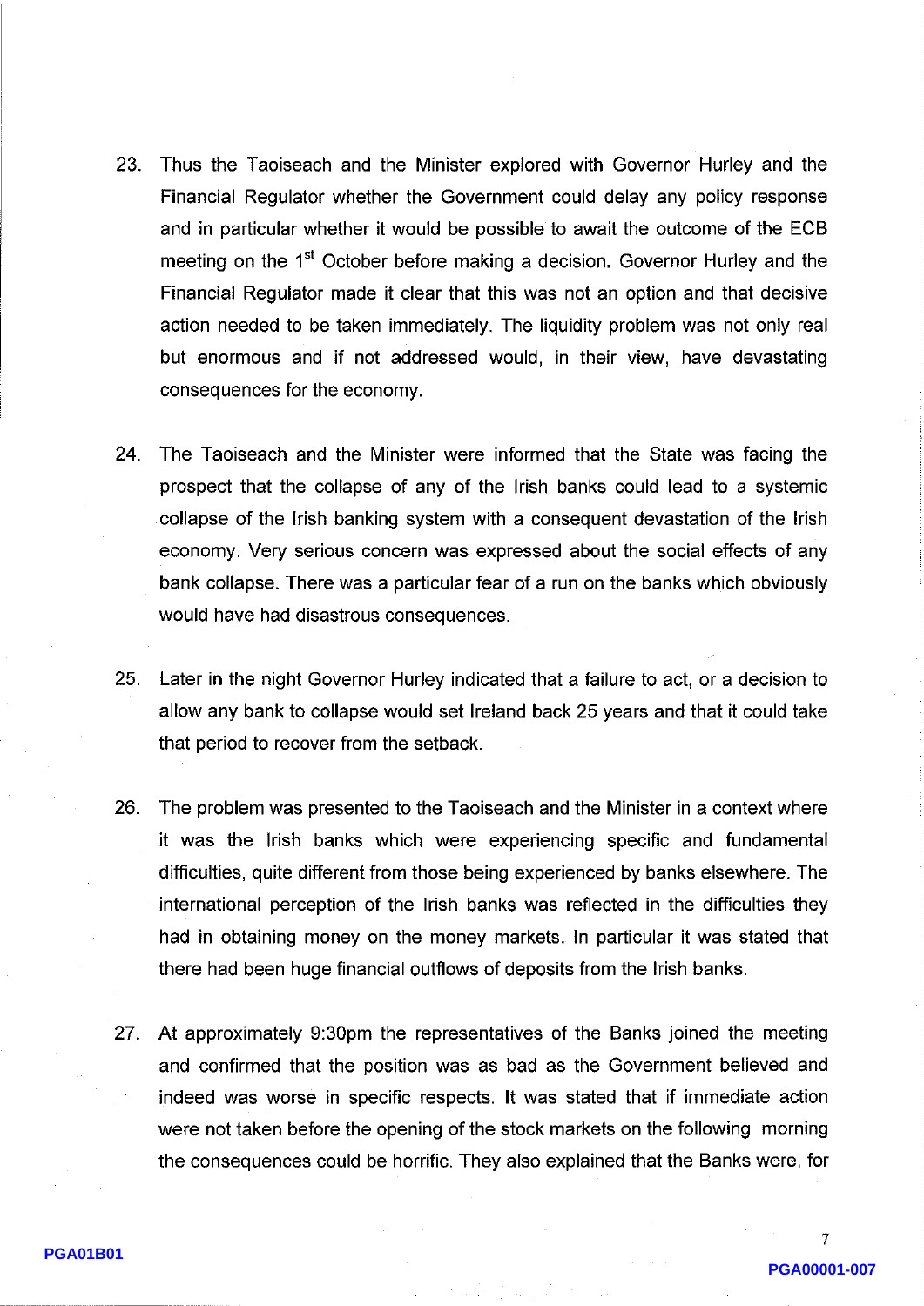23. Thus the Taoiseach and the Minister explored with Governor Hurley and the Financial Regulator whether the Government could delay any policy response and in particular whether it would be possible to await the outcome of the ECB meeting on the 1st October before making a decision. Governor Hurley and the Financial Regulator made it clear that this was not an option and that decisive action needed to be taken immediately. The liquidity problem was not only real but enormous and if not addressed would, in their view, have devastating consequences for the economy.

24. The Taoiseach and the Minister were informed that the State was facing the prospect that the collapse of any of the Irish banks could lead to a systemic collapse of the Irish banking system with a consequent devastation of the Irish economy. Very serious concern was expressed about the social effects of any bank collapse. There was a particular fear of a run on the banks which obviously would have had disastrous consequences.

25. Later in the night Governor Hurley indicated that a failure to act, or a decision to allow any bank to collapse would set Ireland back 25 years and that it could take that period to recover from the setback.

26. The problem was presented to the Taoiseach and the Minister in a context where it was the Irish banks which were experiencing specific and fundamental difficulties, quite different from those being experienced by banks elsewhere. The international perception of the Irish banks was reflected in the difficulties they had in obtaining money on the money markets. In particular it was stated that there had been huge financial outflows of deposits from the Irish banks.

27. At approximately 9:30pm the representatives of the Banks joined the meeting and confirmed that the position was as bad as the Government believed and indeed was worse in specific respects. It was stated that if immediate action were not taken before the opening of the stock markets on the following morning the consequences could be horrific. They also explained that the Banks were, for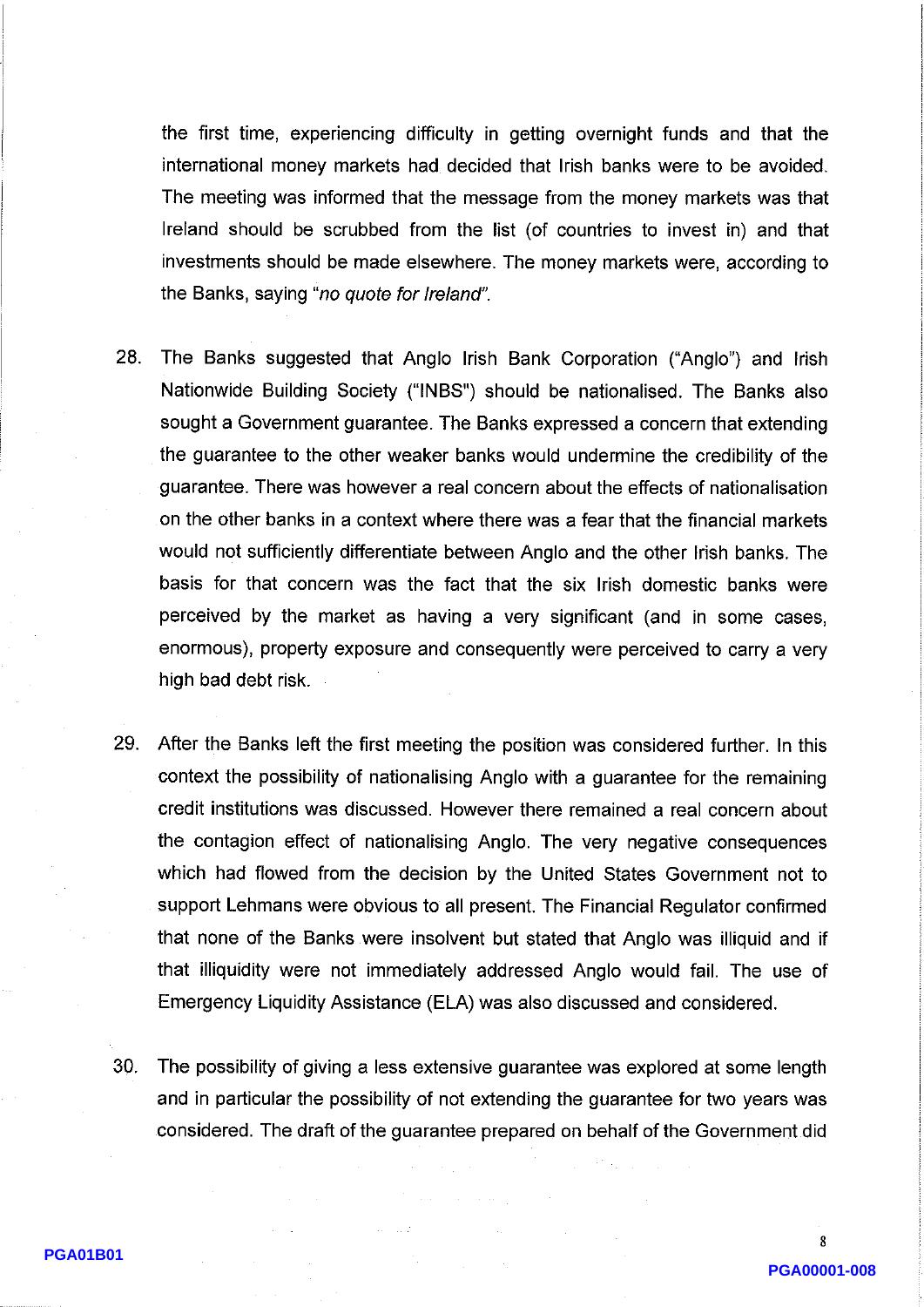the first time, experiencing difficulty in getting overnight funds and that the international money markets had decided that Irish banks were to be avoided. The meeting was informed that the message from the money markets was that Ireland should be scrubbed from the list (of countries to invest in) and that investments should be made elsewhere. The money markets were, according to the Banks, saying "*no quote for Ireland*".

28. The Banks suggested that Anglo Irish Bank Corporation ("Anglo") and Irish Nationwide Building Society ("INBS") should be nationalised. The Banks also sought a Government guarantee. The Banks expressed a concern that extending the guarantee to the other weaker banks would undermine the credibility of the guarantee. There was however a real concern about the effects of nationalisation on the other banks in a context where there was a fear that the financial markets would not sufficiently differentiate between Anglo and the other Irish banks. The basis for that concern was the fact that the six Irish domestic banks were perceived by the market as having a very significant (and in some cases, enormous), property exposure and consequently were perceived to carry a very high bad debt risk.

29. After the Banks left the first meeting the position was considered further. In this context the possibility of nationalising Anglo with a guarantee for the remaining credit institutions was discussed. However there remained a real concern about the contagion effect of nationalising Anglo. The very negative consequences which had flowed from the decision by the United States Government not to support Lehmans were obvious to all present. The Financial Regulator confirmed that none of the Banks were insolvent but stated that Anglo was illiquid and if that illiquidity were not immediately addressed Anglo would fail. The use of Emergency Liquidity Assistance (ELA) was also discussed and considered.

30. The possibility of giving a less extensive guarantee was explored at some length and in particular the possibility of not extending the guarantee for two years was considered. The draft of the guarantee prepared on behalf of the Government did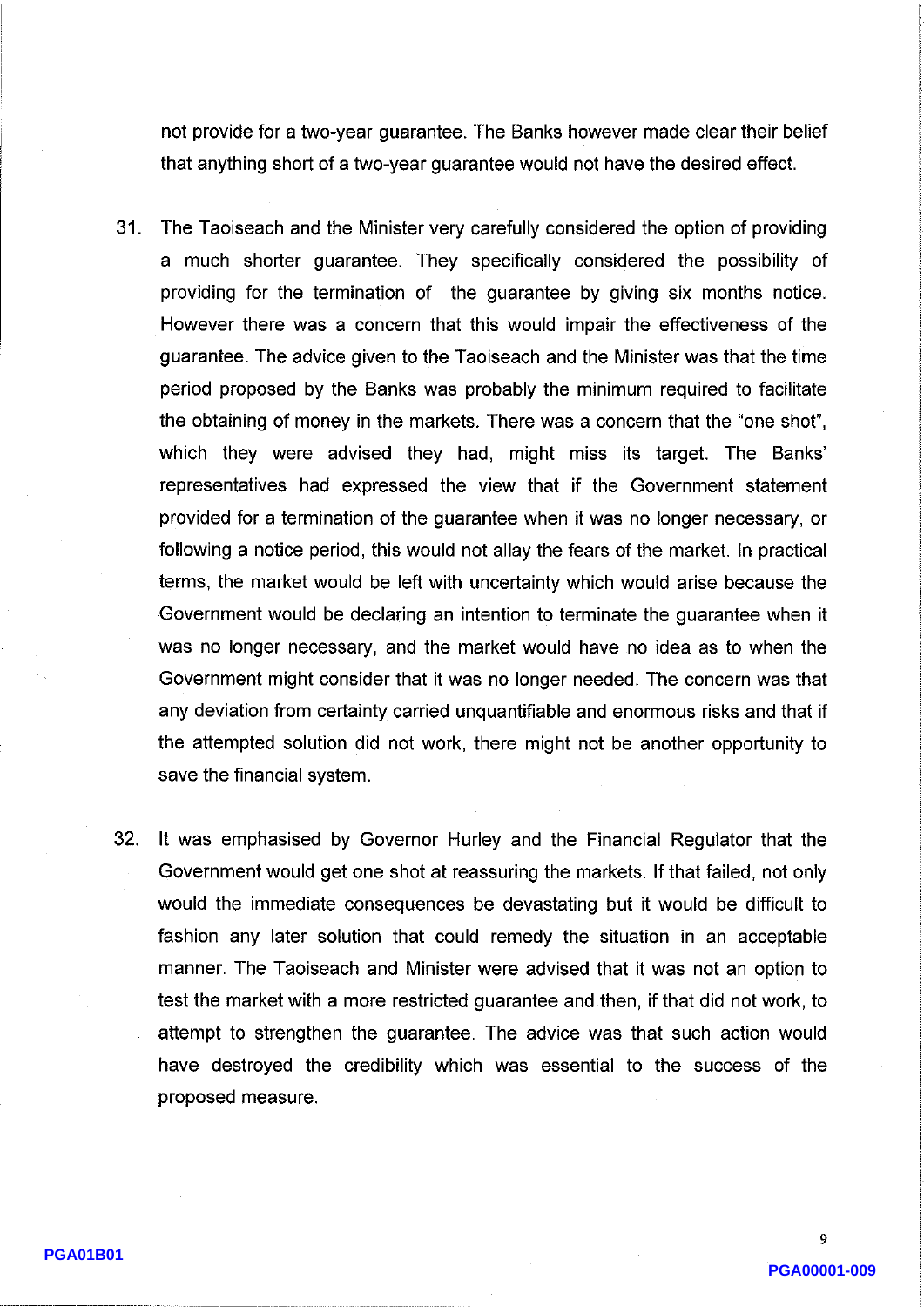not provide for a two-year guarantee. The Banks however made clear their belief that anything short of a two-year guarantee would not have the desired effect.

31. The Taoiseach and the Minister very carefully considered the option of providing a much shorter guarantee. They specifically considered the possibility of providing for the termination of the guarantee by giving six months notice. However there was a concern that this would impair the effectiveness of the guarantee. The advice given to the Taoiseach and the Minister was that the time period proposed by the Banks was probably the minimum required to facilitate the obtaining of money in the markets. There was a concern that the "one shot", which they were advised they had, might miss its target. The Banks' representatives had expressed the view that if the Government statement provided for a termination of the guarantee when it was no longer necessary, or following a notice period, this would not allay the fears of the market. In practical terms, the market would be left with uncertainty which would arise because the Government would be declaring an intention to terminate the guarantee when it was no longer necessary, and the market would have no idea as to when the Government might consider that it was no longer needed. The concern was that any deviation from certainty carried unquantifiable and enormous risks and that if the attempted solution did not work, there might not be another opportunity to save the financial system.

32. It was emphasised by Governor Hurley and the Financial Regulator that the Government would get one shot at reassuring the markets. If that failed, not only would the immediate consequences be devastating but it would be difficult to fashion any later solution that could remedy the situation in an acceptable manner. The Taoiseach and Minister were advised that it was not an option to test the market with a more restricted guarantee and then, if that did not work, to attempt to strengthen the guarantee. The advice was that such action would have destroyed the credibility which was essential to the success of the proposed measure.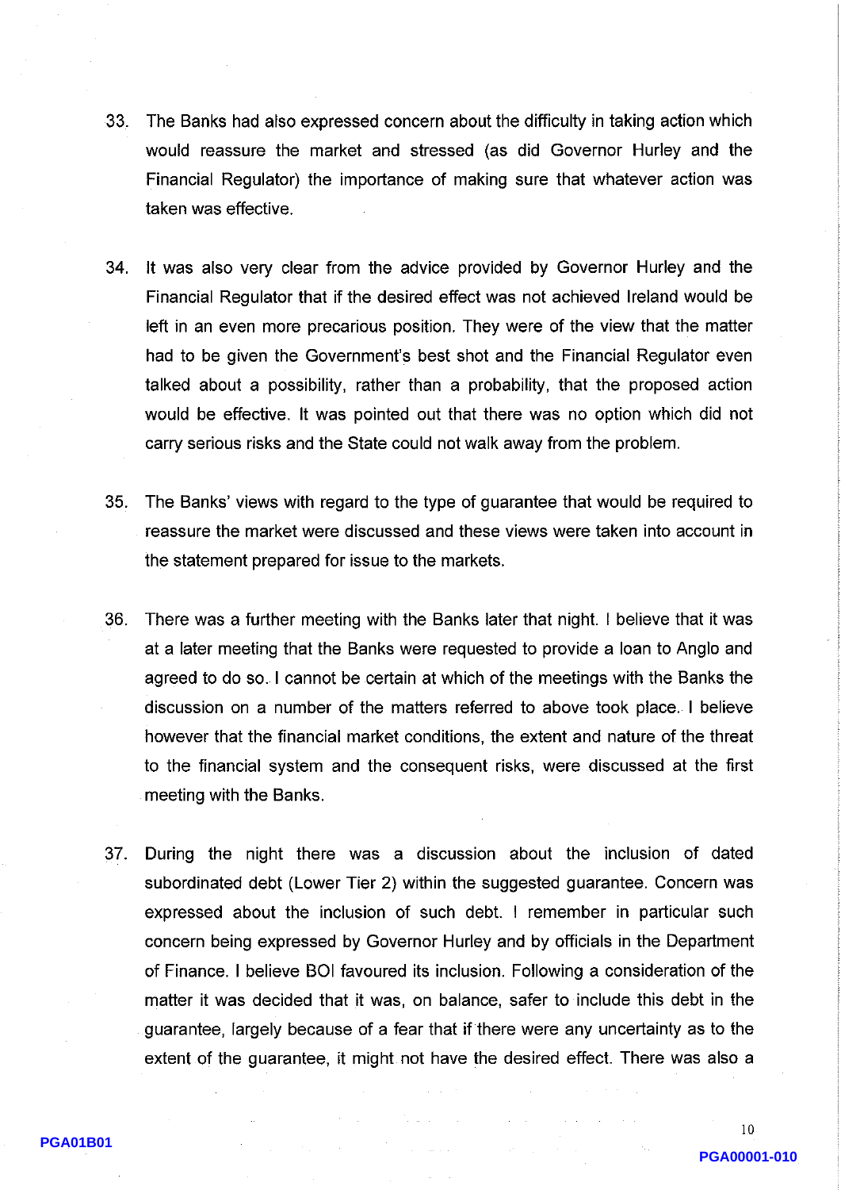33. The Banks had also expressed concern about the difficulty in taking action which would reassure the market and stressed (as did Governor Hurley and the Financial Regulator) the importance of making sure that whatever action was taken was effective.

34. It was also very clear from the advice provided by Governor Hurley and the Financial Regulator that if the desired effect was not achieved Ireland would be left in an even more precarious position. They were of the view that the matter had to be given the Government's best shot and the Financial Regulator even talked about a possibility, rather than a probability, that the proposed action would be effective. It was pointed out that there was no option which did not carry serious risks and the State could not walk away from the problem.

35. The Banks' views with regard to the type of guarantee that would be required to reassure the market were discussed and these views were taken into account in the statement prepared for issue to the markets.

36. There was a further meeting with the Banks later that night. I believe that it was at a later meeting that the Banks were requested to provide a loan to Anglo and agreed to do so. I cannot be certain at which of the meetings with the Banks the discussion on a number of the matters referred to above took place. I believe however that the financial market conditions, the extent and nature of the threat to the financial system and the consequent risks, were discussed at the first meeting with the Banks.

37. During the night there was a discussion about the inclusion of dated subordinated debt (Lower Tier 2) within the suggested guarantee. Concern was expressed about the inclusion of such debt. I remember in particular such concern being expressed by Governor Hurley and by officials in the Department of Finance. I believe BOI favoured its inclusion. Following a consideration of the matter it was decided that it was, on balance, safer to include this debt in the guarantee, largely because of a fear that if there were any uncertainty as to the extent of the guarantee, it might not have the desired effect. There was also a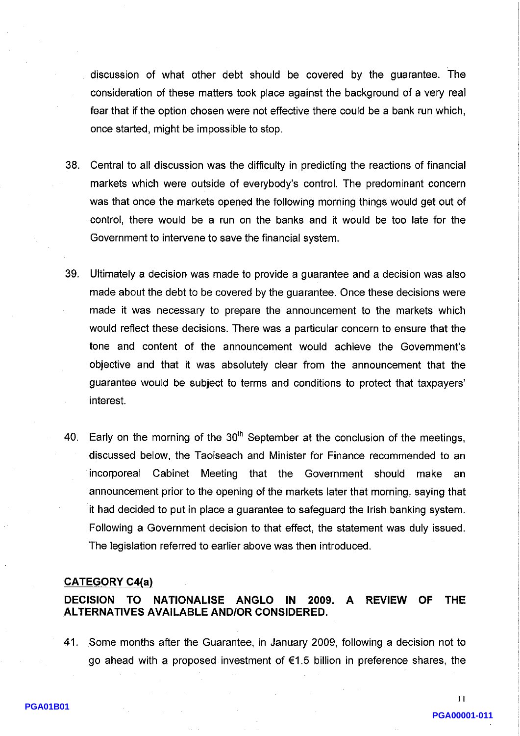discussion of what other debt should be covered by the guarantee. The consideration of these matters took place against the background of a very real fear that if the option chosen were not effective there could be a bank run which, once started, might be impossible to stop.

38. Central to all discussion was the difficulty in predicting the reactions of financial markets which were outside of everybody's control. The predominant concern was that once the markets opened the following morning things would get out of control, there would be a run on the banks and it would be too late for the Government to intervene to save the financial system.

39. Ultimately a decision was made to provide a guarantee and a decision was also made about the debt to be covered by the guarantee. Once these decisions were made it was necessary to prepare the announcement to the markets which would reflect these decisions. There was a particular concern to ensure that the tone and content of the announcement would achieve the Government's objective and that it was absolutely clear from the announcement that the guarantee would be subject to terms and conditions to protect that taxpayers' interest.

40. Early on the morning of the 30th September at the conclusion of the meetings, discussed below, the Taoiseach and Minister for Finance recommended to an incorporeal Cabinet Meeting that the Government should make an announcement prior to the opening of the markets later that morning, saying that it had decided to put in place a guarantee to safeguard the Irish banking system. Following a Government decision to that effect, the statement was duly issued. The legislation referred to earlier above was then introduced.

## CATEGORY C4(a)

### DECISION TO NATIONALISE ANGLO IN 2009. A REVIEW OF THE ALTERNATIVES AVAILABLE AND/OR CONSIDERED.

41. Some months after the Guarantee, in January 2009, following a decision not to go ahead with a proposed investment of €1.5 billion in preference shares, the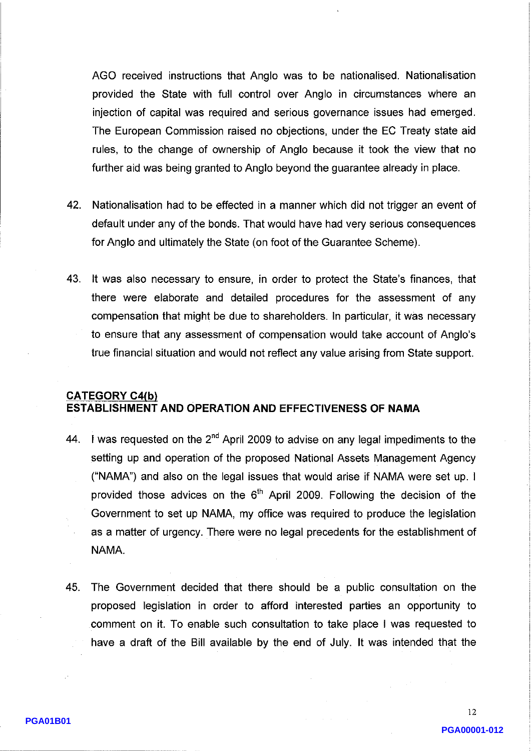AGO received instructions that Anglo was to be nationalised. Nationalisation provided the State with full control over Anglo in circumstances where an injection of capital was required and serious governance issues had emerged. The European Commission raised no objections, under the EC Treaty state aid rules, to the change of ownership of Anglo because it took the view that no further aid was being granted to Anglo beyond the guarantee already in place.

42. Nationalisation had to be effected in a manner which did not trigger an event of default under any of the bonds. That would have had very serious consequences for Anglo and ultimately the State (on foot of the Guarantee Scheme).

43. It was also necessary to ensure, in order to protect the State's finances, that there were elaborate and detailed procedures for the assessment of any compensation that might be due to shareholders. In particular, it was necessary to ensure that any assessment of compensation would take account of Anglo's true financial situation and would not reflect any value arising from State support.

## CATEGORY C4(b)
## ESTABLISHMENT AND OPERATION AND EFFECTIVENESS OF NAMA

44. I was requested on the 2nd April 2009 to advise on any legal impediments to the setting up and operation of the proposed National Assets Management Agency ("NAMA") and also on the legal issues that would arise if NAMA were set up. I provided those advices on the 6th April 2009. Following the decision of the Government to set up NAMA, my office was required to produce the legislation as a matter of urgency. There were no legal precedents for the establishment of NAMA.

45. The Government decided that there should be a public consultation on the proposed legislation in order to afford interested parties an opportunity to comment on it. To enable such consultation to take place I was requested to have a draft of the Bill available by the end of July. It was intended that the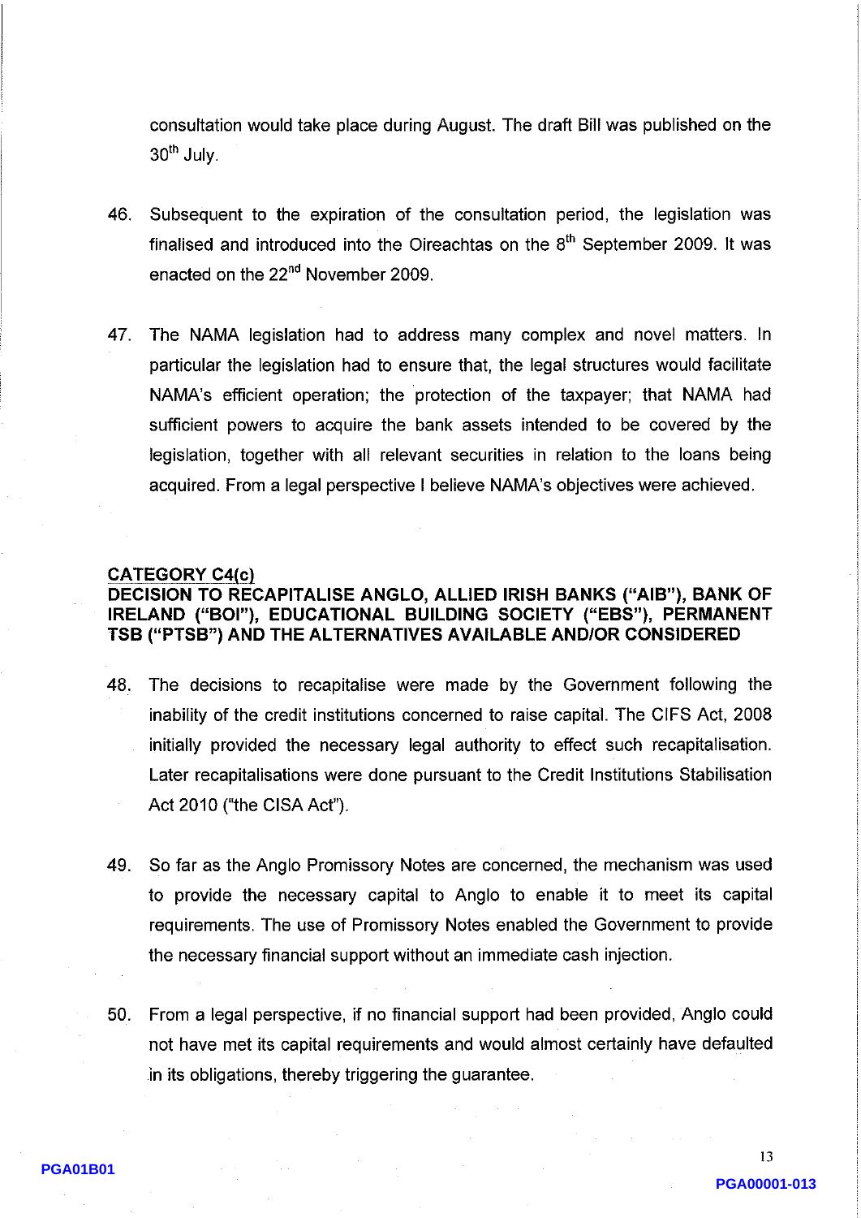consultation would take place during August. The draft Bill was published on the 30th July.

46. Subsequent to the expiration of the consultation period, the legislation was finalised and introduced into the Oireachtas on the 8th September 2009. It was enacted on the 22nd November 2009.

47. The NAMA legislation had to address many complex and novel matters. In particular the legislation had to ensure that, the legal structures would facilitate NAMA's efficient operation; the protection of the taxpayer; that NAMA had sufficient powers to acquire the bank assets intended to be covered by the legislation, together with all relevant securities in relation to the loans being acquired. From a legal perspective I believe NAMA's objectives were achieved.

## CATEGORY C4(c)

## DECISION TO RECAPITALISE ANGLO, ALLIED IRISH BANKS ("AIB"), BANK OF IRELAND ("BOI"), EDUCATIONAL BUILDING SOCIETY ("EBS"), PERMANENT TSB ("PTSB") AND THE ALTERNATIVES AVAILABLE AND/OR CONSIDERED

48. The decisions to recapitalise were made by the Government following the inability of the credit institutions concerned to raise capital. The CIFS Act, 2008 initially provided the necessary legal authority to effect such recapitalisation. Later recapitalisations were done pursuant to the Credit Institutions Stabilisation Act 2010 ("the CISA Act").

49. So far as the Anglo Promissory Notes are concerned, the mechanism was used to provide the necessary capital to Anglo to enable it to meet its capital requirements. The use of Promissory Notes enabled the Government to provide the necessary financial support without an immediate cash injection.

50. From a legal perspective, if no financial support had been provided, Anglo could not have met its capital requirements and would almost certainly have defaulted in its obligations, thereby triggering the guarantee.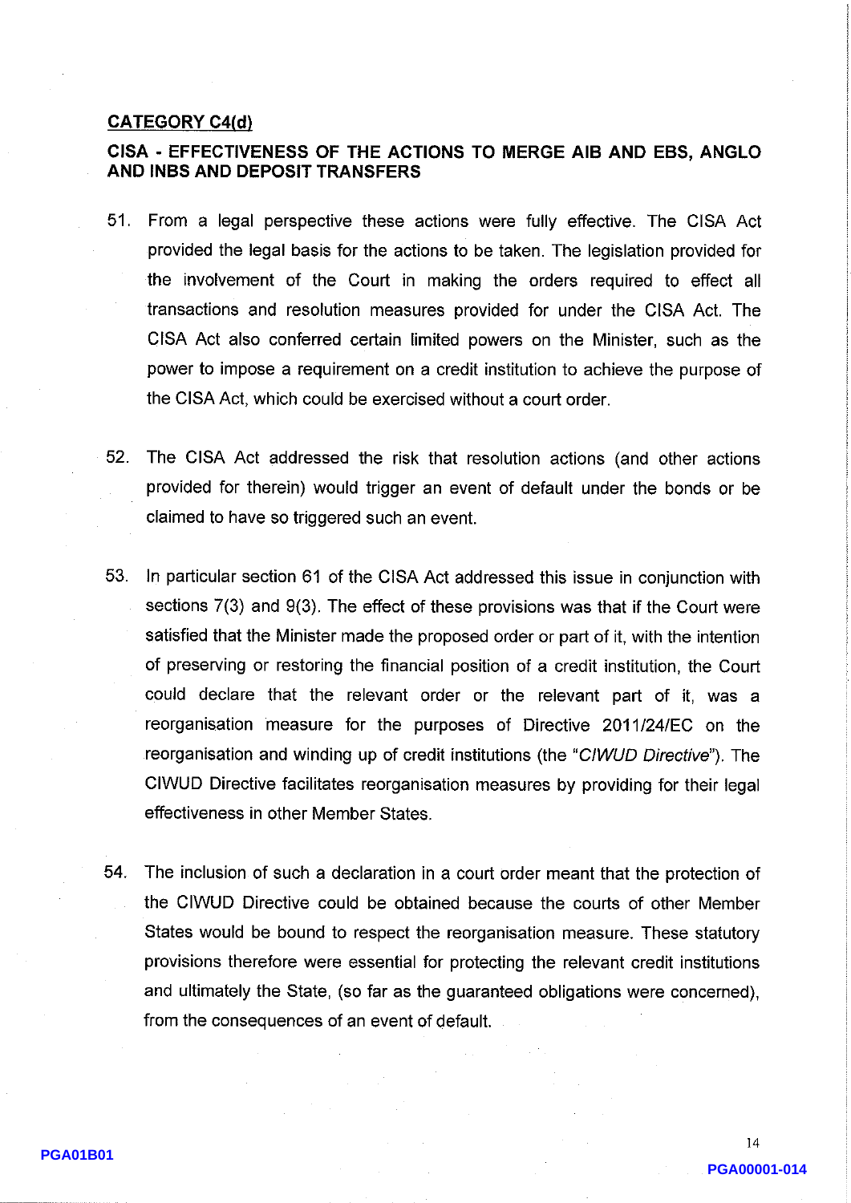## CATEGORY C4(d)

### CISA - EFFECTIVENESS OF THE ACTIONS TO MERGE AIB AND EBS, ANGLO AND INBS AND DEPOSIT TRANSFERS

51. From a legal perspective these actions were fully effective. The CISA Act provided the legal basis for the actions to be taken. The legislation provided for the involvement of the Court in making the orders required to effect all transactions and resolution measures provided for under the CISA Act. The CISA Act also conferred certain limited powers on the Minister, such as the power to impose a requirement on a credit institution to achieve the purpose of the CISA Act, which could be exercised without a court order.

52. The CISA Act addressed the risk that resolution actions (and other actions provided for therein) would trigger an event of default under the bonds or be claimed to have so triggered such an event.

53. In particular section 61 of the CISA Act addressed this issue in conjunction with sections 7(3) and 9(3). The effect of these provisions was that if the Court were satisfied that the Minister made the proposed order or part of it, with the intention of preserving or restoring the financial position of a credit institution, the Court could declare that the relevant order or the relevant part of it, was a reorganisation measure for the purposes of Directive 2011/24/EC on the reorganisation and winding up of credit institutions (the "*CIWUD Directive*"). The CIWUD Directive facilitates reorganisation measures by providing for their legal effectiveness in other Member States.

54. The inclusion of such a declaration in a court order meant that the protection of the CIWUD Directive could be obtained because the courts of other Member States would be bound to respect the reorganisation measure. These statutory provisions therefore were essential for protecting the relevant credit institutions and ultimately the State, (so far as the guaranteed obligations were concerned), from the consequences of an event of default.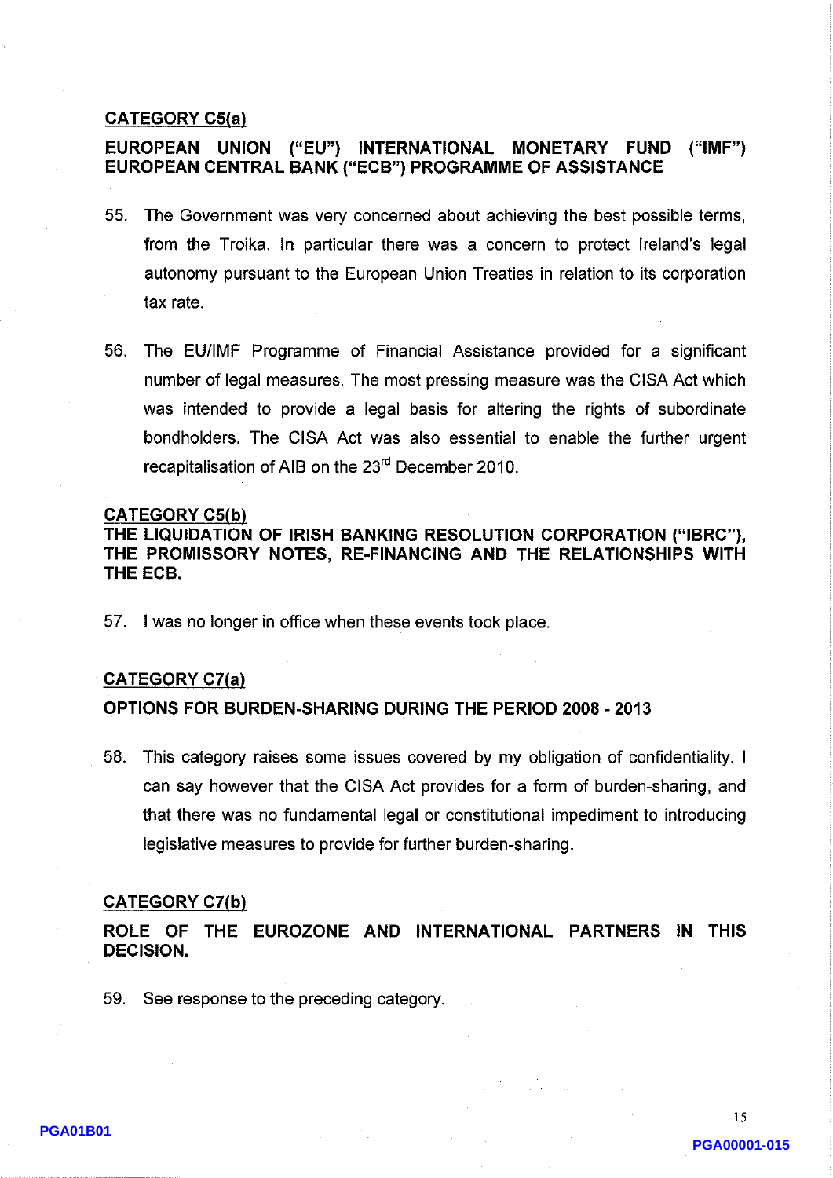## CATEGORY C5(a)

### EUROPEAN UNION ("EU") INTERNATIONAL MONETARY FUND ("IMF") EUROPEAN CENTRAL BANK ("ECB") PROGRAMME OF ASSISTANCE

55. The Government was very concerned about achieving the best possible terms, from the Troika. In particular there was a concern to protect Ireland's legal autonomy pursuant to the European Union Treaties in relation to its corporation tax rate.

56. The EU/IMF Programme of Financial Assistance provided for a significant number of legal measures. The most pressing measure was the CISA Act which was intended to provide a legal basis for altering the rights of subordinate bondholders. The CISA Act was also essential to enable the further urgent recapitalisation of AIB on the 23rd December 2010.

## CATEGORY C5(b)

### THE LIQUIDATION OF IRISH BANKING RESOLUTION CORPORATION ("IBRC"), THE PROMISSORY NOTES, RE-FINANCING AND THE RELATIONSHIPS WITH THE ECB.

57. I was no longer in office when these events took place.

## CATEGORY C7(a)

### OPTIONS FOR BURDEN-SHARING DURING THE PERIOD 2008 - 2013

58. This category raises some issues covered by my obligation of confidentiality. I can say however that the CISA Act provides for a form of burden-sharing, and that there was no fundamental legal or constitutional impediment to introducing legislative measures to provide for further burden-sharing.

## CATEGORY C7(b)

### ROLE OF THE EUROZONE AND INTERNATIONAL PARTNERS IN THIS DECISION.

59. See response to the preceding category.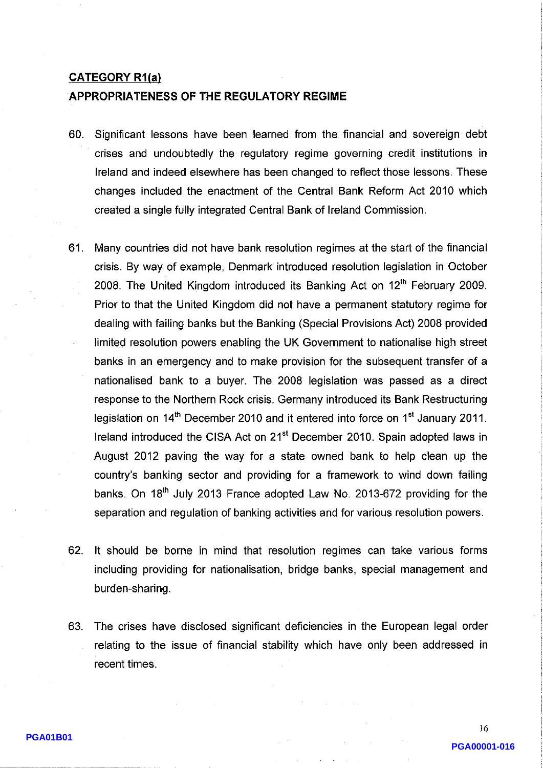## CATEGORY R1(a)

## APPROPRIATENESS OF THE REGULATORY REGIME

60. Significant lessons have been learned from the financial and sovereign debt crises and undoubtedly the regulatory regime governing credit institutions in Ireland and indeed elsewhere has been changed to reflect those lessons. These changes included the enactment of the Central Bank Reform Act 2010 which created a single fully integrated Central Bank of Ireland Commission.

61. Many countries did not have bank resolution regimes at the start of the financial crisis. By way of example, Denmark introduced resolution legislation in October 2008. The United Kingdom introduced its Banking Act on 12th February 2009. Prior to that the United Kingdom did not have a permanent statutory regime for dealing with failing banks but the Banking (Special Provisions Act) 2008 provided limited resolution powers enabling the UK Government to nationalise high street banks in an emergency and to make provision for the subsequent transfer of a nationalised bank to a buyer. The 2008 legislation was passed as a direct response to the Northern Rock crisis. Germany introduced its Bank Restructuring legislation on 14th December 2010 and it entered into force on 1st January 2011. Ireland introduced the CISA Act on 21st December 2010. Spain adopted laws in August 2012 paving the way for a state owned bank to help clean up the country's banking sector and providing for a framework to wind down failing banks. On 18th July 2013 France adopted Law No. 2013-672 providing for the separation and regulation of banking activities and for various resolution powers.

62. It should be borne in mind that resolution regimes can take various forms including providing for nationalisation, bridge banks, special management and burden-sharing.

63. The crises have disclosed significant deficiencies in the European legal order relating to the issue of financial stability which have only been addressed in recent times.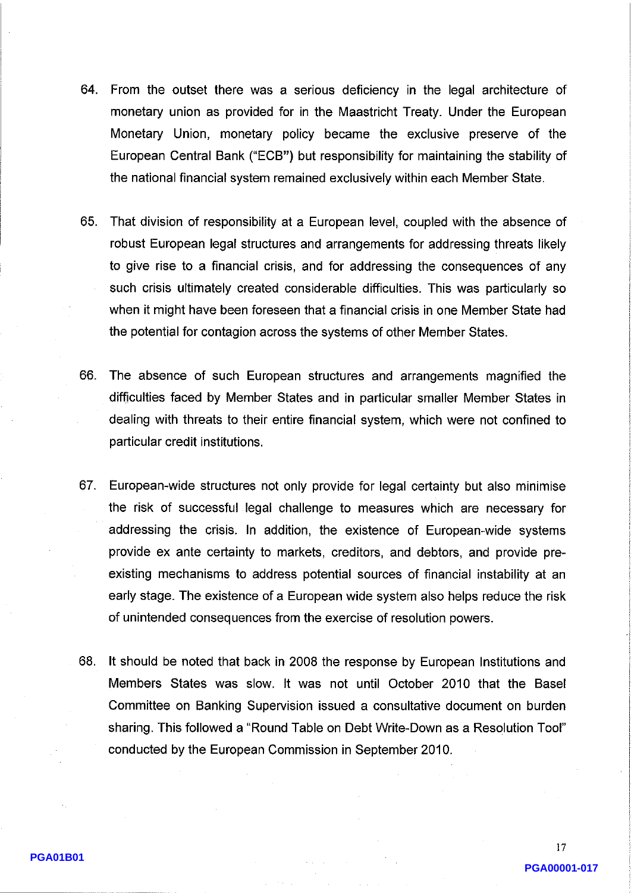64. From the outset there was a serious deficiency in the legal architecture of monetary union as provided for in the Maastricht Treaty. Under the European Monetary Union, monetary policy became the exclusive preserve of the European Central Bank ("ECB") but responsibility for maintaining the stability of the national financial system remained exclusively within each Member State.

65. That division of responsibility at a European level, coupled with the absence of robust European legal structures and arrangements for addressing threats likely to give rise to a financial crisis, and for addressing the consequences of any such crisis ultimately created considerable difficulties. This was particularly so when it might have been foreseen that a financial crisis in one Member State had the potential for contagion across the systems of other Member States.

66. The absence of such European structures and arrangements magnified the difficulties faced by Member States and in particular smaller Member States in dealing with threats to their entire financial system, which were not confined to particular credit institutions.

67. European-wide structures not only provide for legal certainty but also minimise the risk of successful legal challenge to measures which are necessary for addressing the crisis. In addition, the existence of European-wide systems provide ex ante certainty to markets, creditors, and debtors, and provide pre-existing mechanisms to address potential sources of financial instability at an early stage. The existence of a European wide system also helps reduce the risk of unintended consequences from the exercise of resolution powers.

68. It should be noted that back in 2008 the response by European Institutions and Members States was slow. It was not until October 2010 that the Basel Committee on Banking Supervision issued a consultative document on burden sharing. This followed a "Round Table on Debt Write-Down as a Resolution Tool" conducted by the European Commission in September 2010.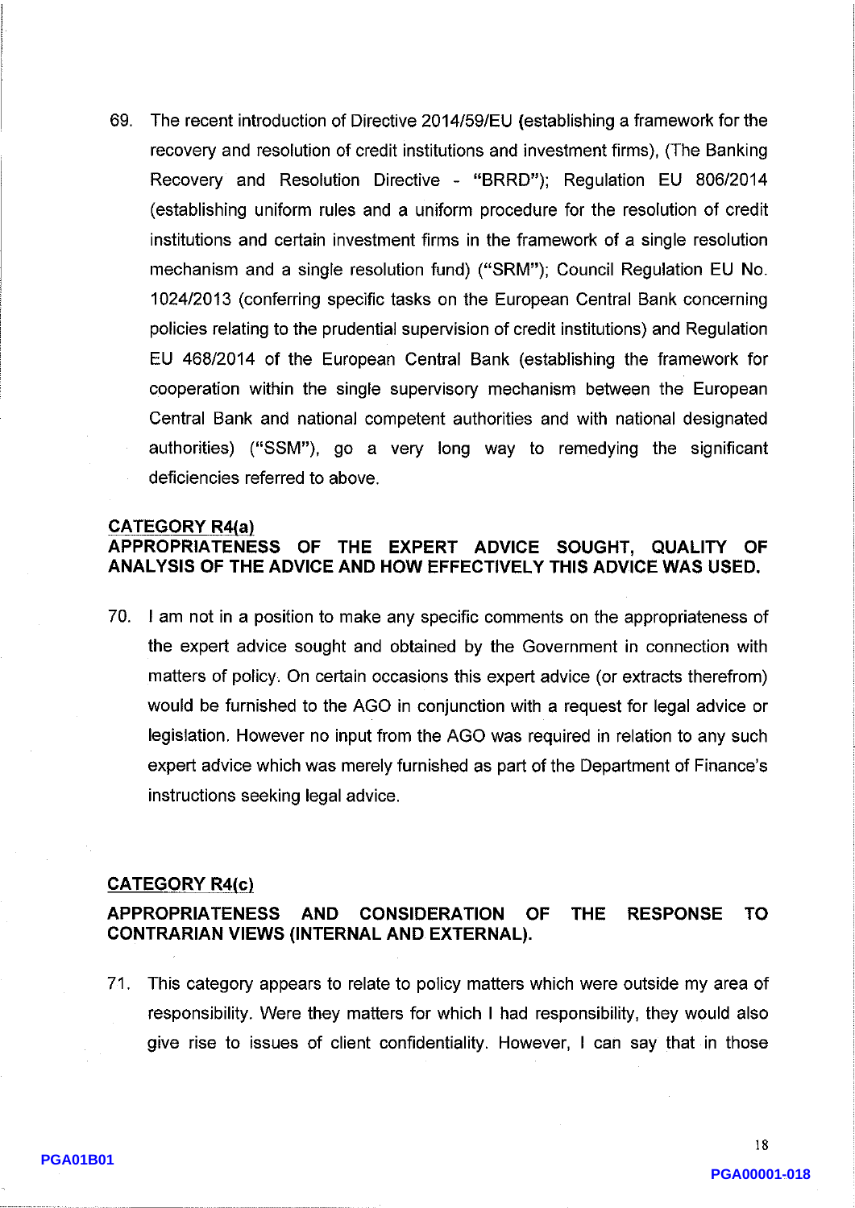69. The recent introduction of Directive 2014/59/EU (establishing a framework for the recovery and resolution of credit institutions and investment firms), (The Banking Recovery and Resolution Directive - "BRRD"); Regulation EU 806/2014 (establishing uniform rules and a uniform procedure for the resolution of credit institutions and certain investment firms in the framework of a single resolution mechanism and a single resolution fund) ("SRM"); Council Regulation EU No. 1024/2013 (conferring specific tasks on the European Central Bank concerning policies relating to the prudential supervision of credit institutions) and Regulation EU 468/2014 of the European Central Bank (establishing the framework for cooperation within the single supervisory mechanism between the European Central Bank and national competent authorities and with national designated authorities) ("SSM"), go a very long way to remedying the significant deficiencies referred to above.

**CATEGORY R4(a)**

**APPROPRIATENESS OF THE EXPERT ADVICE SOUGHT, QUALITY OF ANALYSIS OF THE ADVICE AND HOW EFFECTIVELY THIS ADVICE WAS USED.**

70. I am not in a position to make any specific comments on the appropriateness of the expert advice sought and obtained by the Government in connection with matters of policy. On certain occasions this expert advice (or extracts therefrom) would be furnished to the AGO in conjunction with a request for legal advice or legislation. However no input from the AGO was required in relation to any such expert advice which was merely furnished as part of the Department of Finance's instructions seeking legal advice.

**CATEGORY R4(c)**

**APPROPRIATENESS AND CONSIDERATION OF THE RESPONSE TO CONTRARIAN VIEWS (INTERNAL AND EXTERNAL).**

71. This category appears to relate to policy matters which were outside my area of responsibility. Were they matters for which I had responsibility, they would also give rise to issues of client confidentiality. However, I can say that in those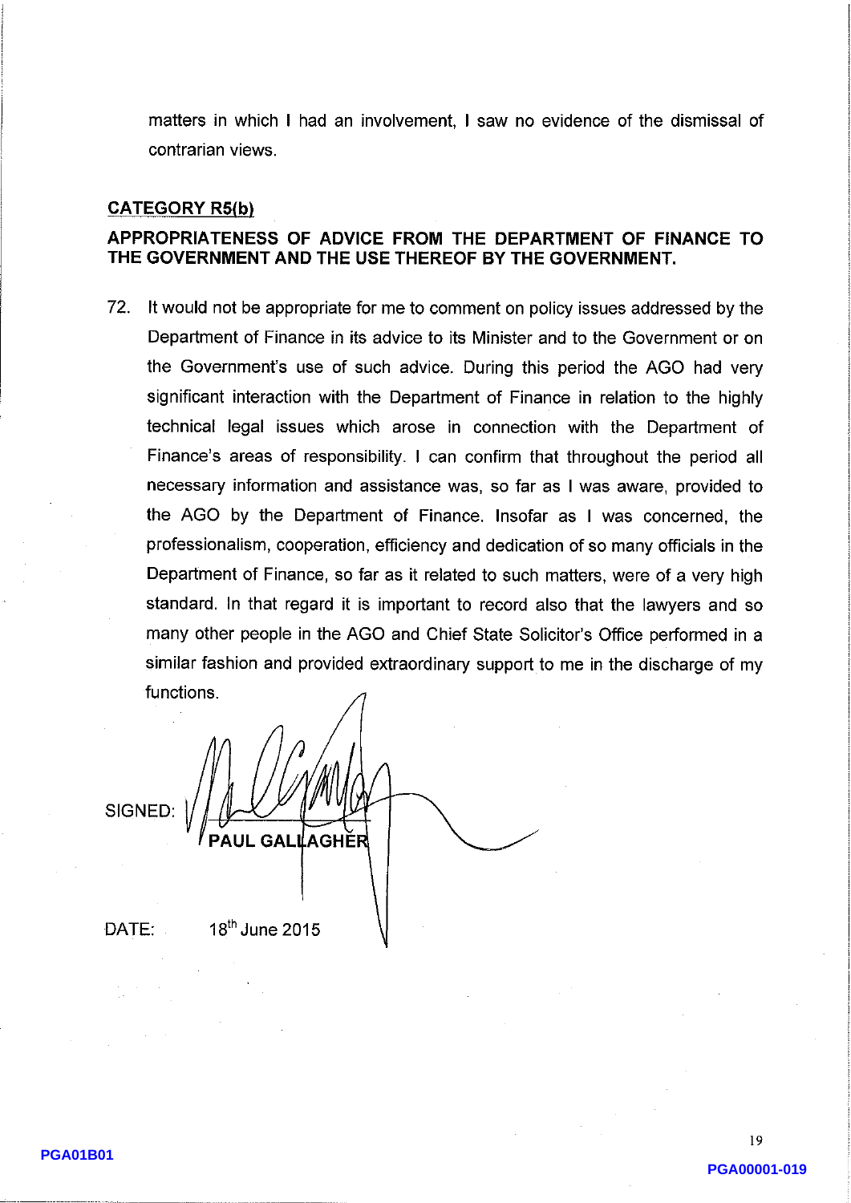matters in which I had an involvement, I saw no evidence of the dismissal of contrarian views.

**CATEGORY R5(b)**

**APPROPRIATENESS OF ADVICE FROM THE DEPARTMENT OF FINANCE TO THE GOVERNMENT AND THE USE THEREOF BY THE GOVERNMENT.**

72. It would not be appropriate for me to comment on policy issues addressed by the Department of Finance in its advice to its Minister and to the Government or on the Government's use of such advice. During this period the AGO had very significant interaction with the Department of Finance in relation to the highly technical legal issues which arose in connection with the Department of Finance's areas of responsibility. I can confirm that throughout the period all necessary information and assistance was, so far as I was aware, provided to the AGO by the Department of Finance. Insofar as I was concerned, the professionalism, cooperation, efficiency and dedication of so many officials in the Department of Finance, so far as it related to such matters, were of a very high standard. In that regard it is important to record also that the lawyers and so many other people in the AGO and Chief State Solicitor's Office performed in a similar fashion and provided extraordinary support to me in the discharge of my functions.

SIGNED: **PAUL GALLAGHER**

DATE: 18th June 2015

PGA01B01

PGA00001-019